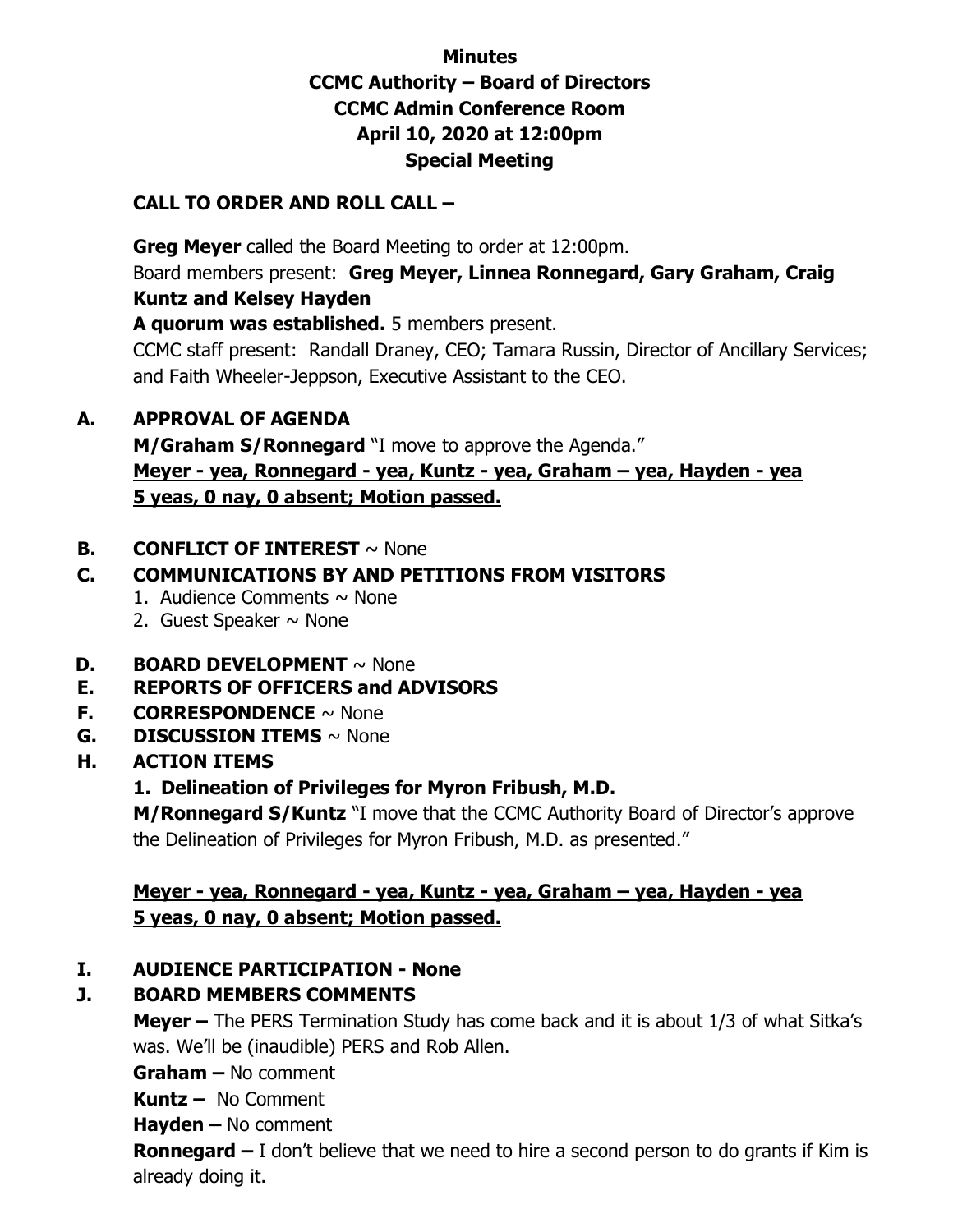# Minutes
## CCMC Authority – Board of Directors
## CCMC Admin Conference Room
## April 10, 2020 at 12:00pm
## Special Meeting

**CALL TO ORDER AND ROLL CALL –**

**Greg Meyer** called the Board Meeting to order at 12:00pm.
Board members present: **Greg Meyer, Linnea Ronnegard, Gary Graham, Craig Kuntz and Kelsey Hayden**
**A quorum was established.** 5 members present.
CCMC staff present: Randall Draney, CEO; Tamara Russin, Director of Ancillary Services; and Faith Wheeler-Jeppson, Executive Assistant to the CEO.

**A. APPROVAL OF AGENDA**

**M/Graham S/Ronnegard** "I move to approve the Agenda."
**Meyer - yea, Ronnegard - yea, Kuntz - yea, Graham – yea, Hayden - yea**
**5 yeas, 0 nay, 0 absent; Motion passed.**

**B. CONFLICT OF INTEREST** ~ None

**C. COMMUNICATIONS BY AND PETITIONS FROM VISITORS**

1. Audience Comments ~ None
2. Guest Speaker ~ None

**D. BOARD DEVELOPMENT** ~ None

**E. REPORTS OF OFFICERS and ADVISORS**

**F. CORRESPONDENCE** ~ None

**G. DISCUSSION ITEMS** ~ None

**H. ACTION ITEMS**

**1. Delineation of Privileges for Myron Fribush, M.D.**

**M/Ronnegard S/Kuntz** "I move that the CCMC Authority Board of Director's approve the Delineation of Privileges for Myron Fribush, M.D. as presented."

**Meyer - yea, Ronnegard - yea, Kuntz - yea, Graham – yea, Hayden - yea**
**5 yeas, 0 nay, 0 absent; Motion passed.**

**I. AUDIENCE PARTICIPATION - None**

**J. BOARD MEMBERS COMMENTS**

**Meyer –** The PERS Termination Study has come back and it is about 1/3 of what Sitka's was. We'll be (inaudible) PERS and Rob Allen.

**Graham –** No comment

**Kuntz –** No Comment

**Hayden –** No comment

**Ronnegard –** I don't believe that we need to hire a second person to do grants if Kim is already doing it.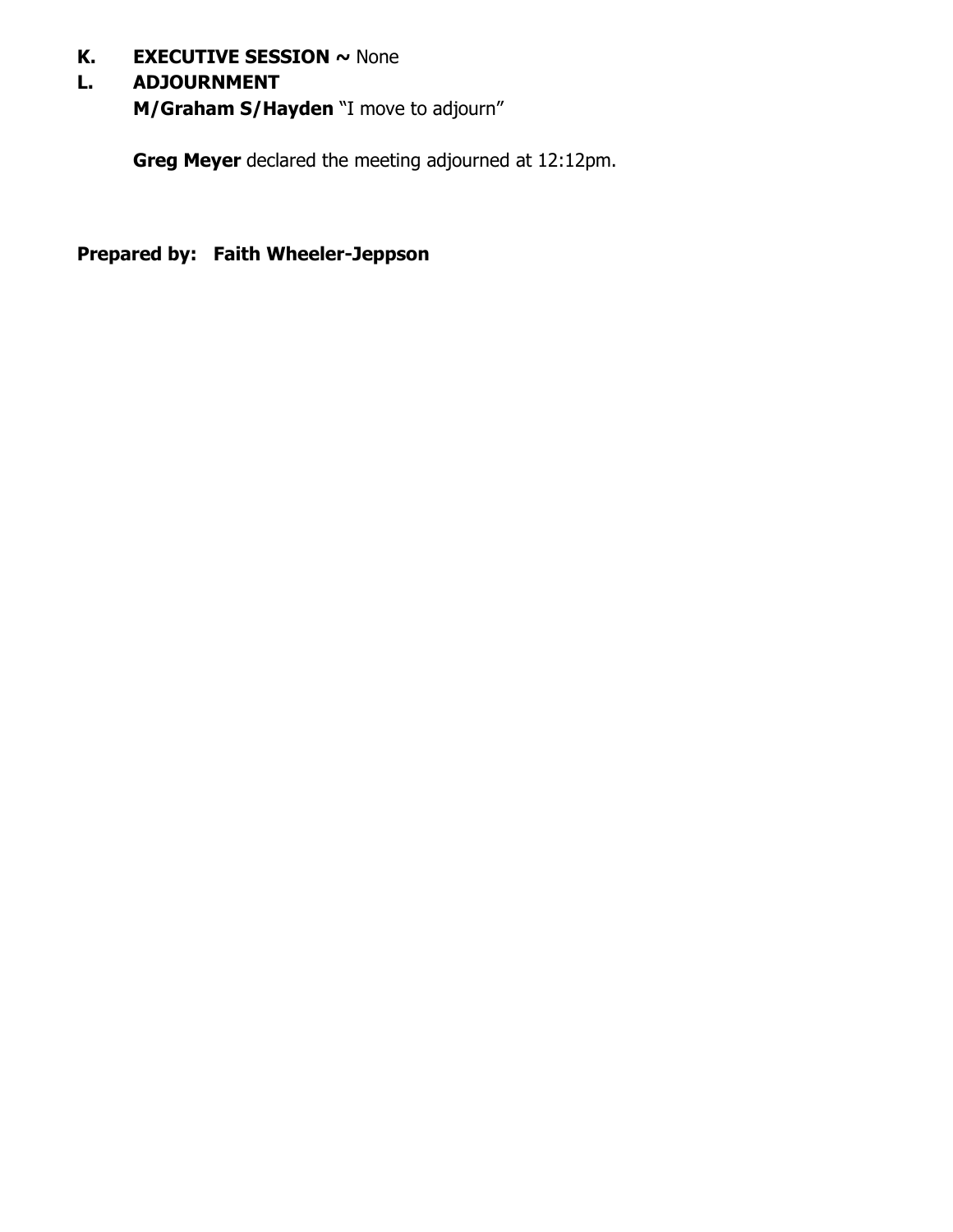**K. EXECUTIVE SESSION ~** None

**L. ADJOURNMENT**

**M/Graham S/Hayden** "I move to adjourn"

**Greg Meyer** declared the meeting adjourned at 12:12pm.

**Prepared by: Faith Wheeler-Jeppson**